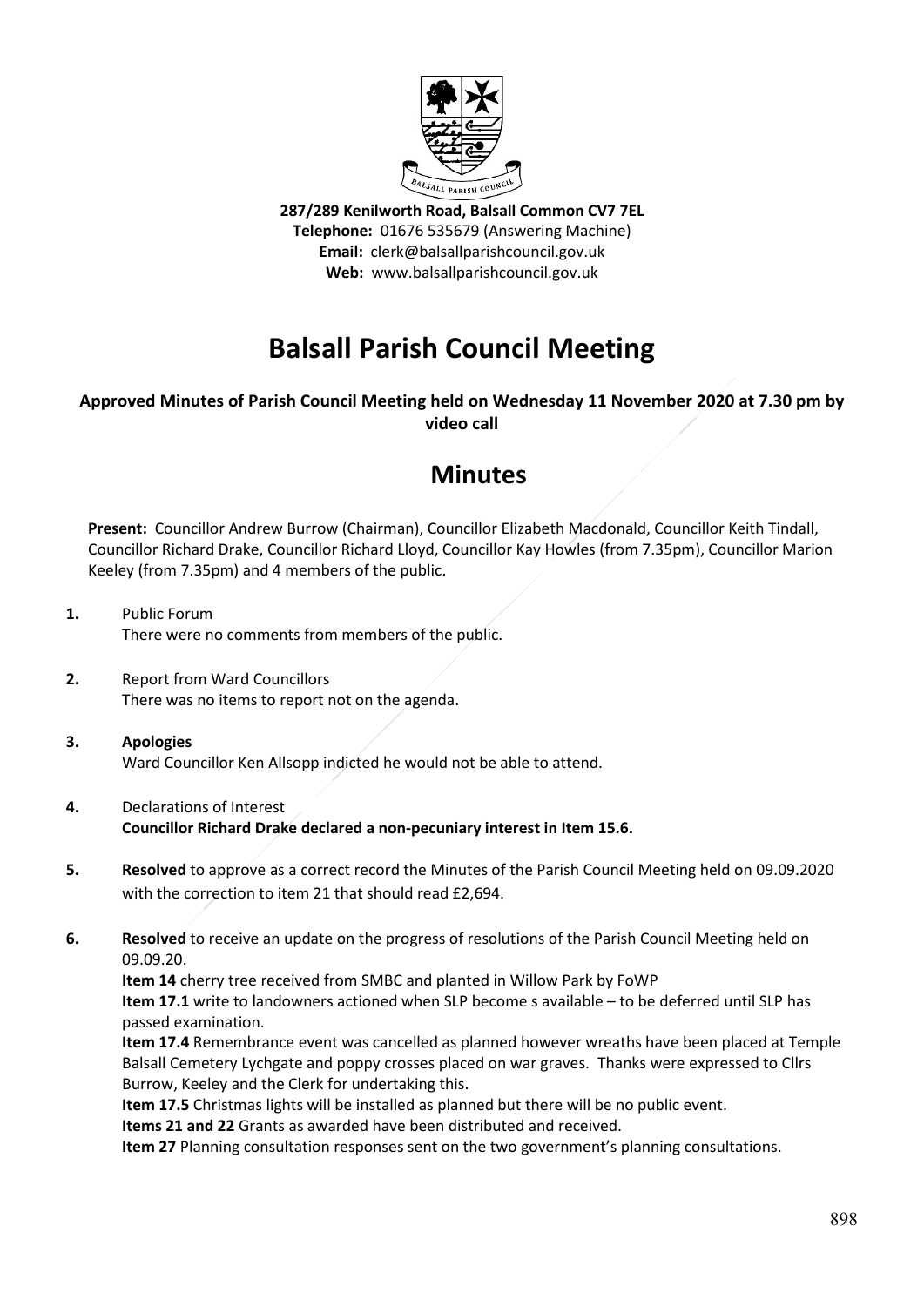287/289 Kenilworth Road, Balsall Common CV7 7EL
**Telephone:** 01676 535679 (Answering Machine)
**Email:** clerk@balsallparishcouncil.gov.uk
**Web:** www.balsallparishcouncil.gov.uk

# Balsall Parish Council Meeting

**Approved Minutes of Parish Council Meeting held on Wednesday 11 November 2020 at 7.30 pm by video call**

## Minutes

**Present:** Councillor Andrew Burrow (Chairman), Councillor Elizabeth Macdonald, Councillor Keith Tindall, Councillor Richard Drake, Councillor Richard Lloyd, Councillor Kay Howles (from 7.35pm), Councillor Marion Keeley (from 7.35pm) and 4 members of the public.

**1.** Public Forum
There were no comments from members of the public.

**2.** Report from Ward Councillors
There was no items to report not on the agenda.

**3. Apologies**
Ward Councillor Ken Allsopp indicted he would not be able to attend.

**4.** Declarations of Interest
**Councillor Richard Drake declared a non-pecuniary interest in Item 15.6.**

**5. Resolved** to approve as a correct record the Minutes of the Parish Council Meeting held on 09.09.2020 with the correction to item 21 that should read £2,694.

**6. Resolved** to receive an update on the progress of resolutions of the Parish Council Meeting held on 09.09.20.

**Item 14** cherry tree received from SMBC and planted in Willow Park by FoWP

**Item 17.1** write to landowners actioned when SLP become s available – to be deferred until SLP has passed examination.

**Item 17.4** Remembrance event was cancelled as planned however wreaths have been placed at Temple Balsall Cemetery Lychgate and poppy crosses placed on war graves. Thanks were expressed to Cllrs Burrow, Keeley and the Clerk for undertaking this.

**Item 17.5** Christmas lights will be installed as planned but there will be no public event.

**Items 21 and 22** Grants as awarded have been distributed and received.

**Item 27** Planning consultation responses sent on the two government's planning consultations.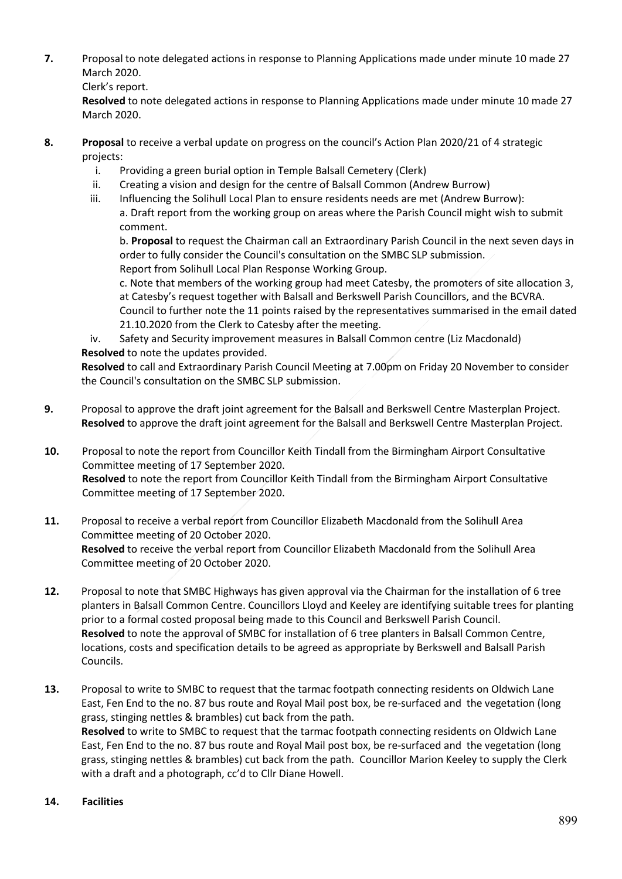**7.** Proposal to note delegated actions in response to Planning Applications made under minute 10 made 27 March 2020.
Clerk's report.
**Resolved** to note delegated actions in response to Planning Applications made under minute 10 made 27 March 2020.

**8.** **Proposal** to receive a verbal update on progress on the council's Action Plan 2020/21 of 4 strategic projects:

i. Providing a green burial option in Temple Balsall Cemetery (Clerk)
ii. Creating a vision and design for the centre of Balsall Common (Andrew Burrow)
iii. Influencing the Solihull Local Plan to ensure residents needs are met (Andrew Burrow):
a. Draft report from the working group on areas where the Parish Council might wish to submit comment.
b. **Proposal** to request the Chairman call an Extraordinary Parish Council in the next seven days in order to fully consider the Council's consultation on the SMBC SLP submission.
Report from Solihull Local Plan Response Working Group.
c. Note that members of the working group had meet Catesby, the promoters of site allocation 3, at Catesby's request together with Balsall and Berkswell Parish Councillors, and the BCVRA. Council to further note the 11 points raised by the representatives summarised in the email dated 21.10.2020 from the Clerk to Catesby after the meeting.
iv. Safety and Security improvement measures in Balsall Common centre (Liz Macdonald)

**Resolved** to note the updates provided.
**Resolved** to call and Extraordinary Parish Council Meeting at 7.00pm on Friday 20 November to consider the Council's consultation on the SMBC SLP submission.

**9.** Proposal to approve the draft joint agreement for the Balsall and Berkswell Centre Masterplan Project.
**Resolved** to approve the draft joint agreement for the Balsall and Berkswell Centre Masterplan Project.

**10.** Proposal to note the report from Councillor Keith Tindall from the Birmingham Airport Consultative Committee meeting of 17 September 2020.
**Resolved** to note the report from Councillor Keith Tindall from the Birmingham Airport Consultative Committee meeting of 17 September 2020.

**11.** Proposal to receive a verbal report from Councillor Elizabeth Macdonald from the Solihull Area Committee meeting of 20 October 2020.
**Resolved** to receive the verbal report from Councillor Elizabeth Macdonald from the Solihull Area Committee meeting of 20 October 2020.

**12.** Proposal to note that SMBC Highways has given approval via the Chairman for the installation of 6 tree planters in Balsall Common Centre. Councillors Lloyd and Keeley are identifying suitable trees for planting prior to a formal costed proposal being made to this Council and Berkswell Parish Council.
**Resolved** to note the approval of SMBC for installation of 6 tree planters in Balsall Common Centre, locations, costs and specification details to be agreed as appropriate by Berkswell and Balsall Parish Councils.

**13.** Proposal to write to SMBC to request that the tarmac footpath connecting residents on Oldwich Lane East, Fen End to the no. 87 bus route and Royal Mail post box, be re-surfaced and the vegetation (long grass, stinging nettles & brambles) cut back from the path.
**Resolved** to write to SMBC to request that the tarmac footpath connecting residents on Oldwich Lane East, Fen End to the no. 87 bus route and Royal Mail post box, be re-surfaced and the vegetation (long grass, stinging nettles & brambles) cut back from the path. Councillor Marion Keeley to supply the Clerk with a draft and a photograph, cc'd to Cllr Diane Howell.

**14.** **Facilities**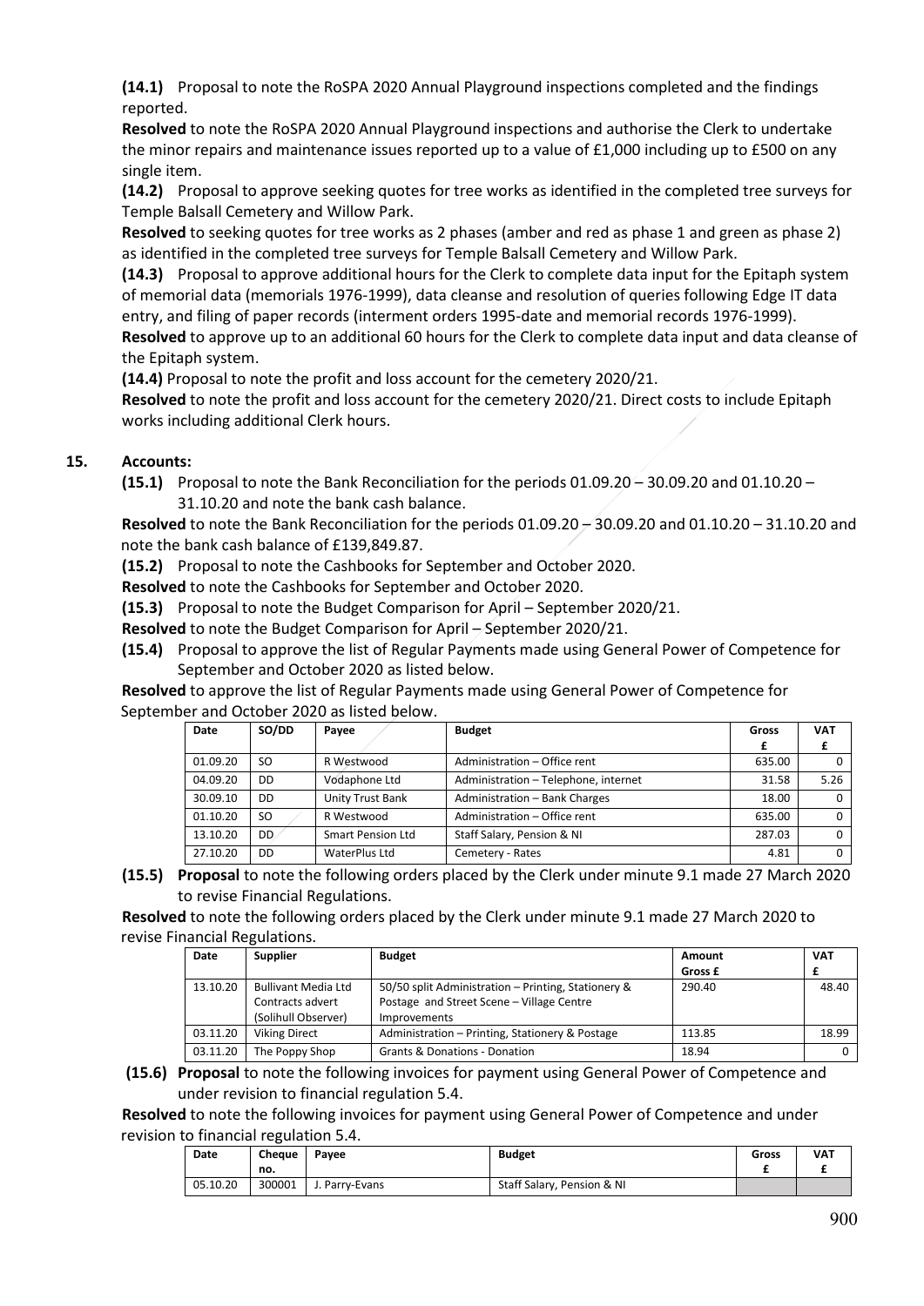**(14.1)** Proposal to note the RoSPA 2020 Annual Playground inspections completed and the findings reported.

**Resolved** to note the RoSPA 2020 Annual Playground inspections and authorise the Clerk to undertake the minor repairs and maintenance issues reported up to a value of £1,000 including up to £500 on any single item.

**(14.2)** Proposal to approve seeking quotes for tree works as identified in the completed tree surveys for Temple Balsall Cemetery and Willow Park.

**Resolved** to seeking quotes for tree works as 2 phases (amber and red as phase 1 and green as phase 2) as identified in the completed tree surveys for Temple Balsall Cemetery and Willow Park.

**(14.3)** Proposal to approve additional hours for the Clerk to complete data input for the Epitaph system of memorial data (memorials 1976-1999), data cleanse and resolution of queries following Edge IT data entry, and filing of paper records (interment orders 1995-date and memorial records 1976-1999).

**Resolved** to approve up to an additional 60 hours for the Clerk to complete data input and data cleanse of the Epitaph system.

**(14.4)** Proposal to note the profit and loss account for the cemetery 2020/21.

**Resolved** to note the profit and loss account for the cemetery 2020/21. Direct costs to include Epitaph works including additional Clerk hours.

## 15. Accounts:

**(15.1)** Proposal to note the Bank Reconciliation for the periods 01.09.20 – 30.09.20 and 01.10.20 – 31.10.20 and note the bank cash balance.

**Resolved** to note the Bank Reconciliation for the periods 01.09.20 – 30.09.20 and 01.10.20 – 31.10.20 and note the bank cash balance of £139,849.87.

**(15.2)** Proposal to note the Cashbooks for September and October 2020.

**Resolved** to note the Cashbooks for September and October 2020.

**(15.3)** Proposal to note the Budget Comparison for April – September 2020/21.

**Resolved** to note the Budget Comparison for April – September 2020/21.

**(15.4)** Proposal to approve the list of Regular Payments made using General Power of Competence for September and October 2020 as listed below.

**Resolved** to approve the list of Regular Payments made using General Power of Competence for September and October 2020 as listed below.

| Date | SO/DD | Payee | Budget | Gross £ | VAT £ |
|---|---|---|---|---|---|
| 01.09.20 | SO | R Westwood | Administration – Office rent | 635.00 | 0 |
| 04.09.20 | DD | Vodaphone Ltd | Administration – Telephone, internet | 31.58 | 5.26 |
| 30.09.10 | DD | Unity Trust Bank | Administration – Bank Charges | 18.00 | 0 |
| 01.10.20 | SO | R Westwood | Administration – Office rent | 635.00 | 0 |
| 13.10.20 | DD | Smart Pension Ltd | Staff Salary, Pension & NI | 287.03 | 0 |
| 27.10.20 | DD | WaterPlus Ltd | Cemetery - Rates | 4.81 | 0 |

**(15.5) Proposal** to note the following orders placed by the Clerk under minute 9.1 made 27 March 2020 to revise Financial Regulations.

**Resolved** to note the following orders placed by the Clerk under minute 9.1 made 27 March 2020 to revise Financial Regulations.

| Date | Supplier | Budget | Amount Gross £ | VAT £ |
|---|---|---|---|---|
| 13.10.20 | Bullivant Media Ltd Contracts advert (Solihull Observer) | 50/50 split Administration – Printing, Stationery & Postage and Street Scene – Village Centre Improvements | 290.40 | 48.40 |
| 03.11.20 | Viking Direct | Administration – Printing, Stationery & Postage | 113.85 | 18.99 |
| 03.11.20 | The Poppy Shop | Grants & Donations - Donation | 18.94 | 0 |

**(15.6) Proposal** to note the following invoices for payment using General Power of Competence and under revision to financial regulation 5.4.

**Resolved** to note the following invoices for payment using General Power of Competence and under revision to financial regulation 5.4.

| Date | Cheque no. | Payee | Budget | Gross £ | VAT £ |
|---|---|---|---|---|---|
| 05.10.20 | 300001 | J. Parry-Evans | Staff Salary, Pension & NI | | |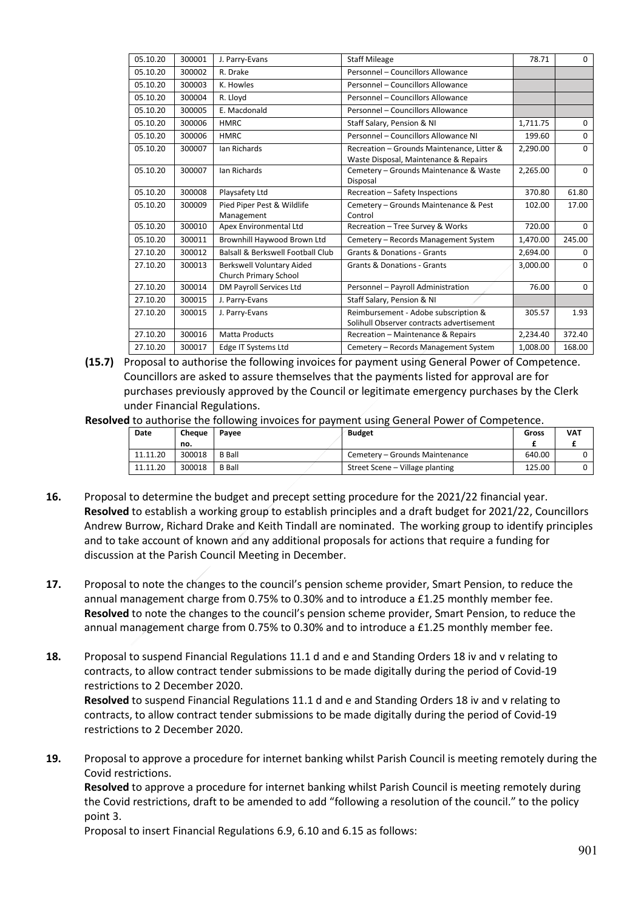| | | | | | |
|---|---|---|---|---|---|
| 05.10.20 | 300001 | J. Parry-Evans | Staff Mileage | 78.71 | 0 |
| 05.10.20 | 300002 | R. Drake | Personnel – Councillors Allowance | | |
| 05.10.20 | 300003 | K. Howles | Personnel – Councillors Allowance | | |
| 05.10.20 | 300004 | R. Lloyd | Personnel – Councillors Allowance | | |
| 05.10.20 | 300005 | E. Macdonald | Personnel – Councillors Allowance | | |
| 05.10.20 | 300006 | HMRC | Staff Salary, Pension & NI | 1,711.75 | 0 |
| 05.10.20 | 300006 | HMRC | Personnel – Councillors Allowance NI | 199.60 | 0 |
| 05.10.20 | 300007 | Ian Richards | Recreation – Grounds Maintenance, Litter & Waste Disposal, Maintenance & Repairs | 2,290.00 | 0 |
| 05.10.20 | 300007 | Ian Richards | Cemetery – Grounds Maintenance & Waste Disposal | 2,265.00 | 0 |
| 05.10.20 | 300008 | Playsafety Ltd | Recreation – Safety Inspections | 370.80 | 61.80 |
| 05.10.20 | 300009 | Pied Piper Pest & Wildlife Management | Cemetery – Grounds Maintenance & Pest Control | 102.00 | 17.00 |
| 05.10.20 | 300010 | Apex Environmental Ltd | Recreation – Tree Survey & Works | 720.00 | 0 |
| 05.10.20 | 300011 | Brownhill Haywood Brown Ltd | Cemetery – Records Management System | 1,470.00 | 245.00 |
| 27.10.20 | 300012 | Balsall & Berkswell Football Club | Grants & Donations - Grants | 2,694.00 | 0 |
| 27.10.20 | 300013 | Berkswell Voluntary Aided Church Primary School | Grants & Donations - Grants | 3,000.00 | 0 |
| 27.10.20 | 300014 | DM Payroll Services Ltd | Personnel – Payroll Administration | 76.00 | 0 |
| 27.10.20 | 300015 | J. Parry-Evans | Staff Salary, Pension & NI | | |
| 27.10.20 | 300015 | J. Parry-Evans | Reimbursement - Adobe subscription & Solihull Observer contracts advertisement | 305.57 | 1.93 |
| 27.10.20 | 300016 | Matta Products | Recreation – Maintenance & Repairs | 2,234.40 | 372.40 |
| 27.10.20 | 300017 | Edge IT Systems Ltd | Cemetery – Records Management System | 1,008.00 | 168.00 |

**(15.7)** Proposal to authorise the following invoices for payment using General Power of Competence. Councillors are asked to assure themselves that the payments listed for approval are for purchases previously approved by the Council or legitimate emergency purchases by the Clerk under Financial Regulations.

**Resolved** to authorise the following invoices for payment using General Power of Competence.

| Date | Cheque no. | Payee | Budget | Gross £ | VAT £ |
|---|---|---|---|---|---|
| 11.11.20 | 300018 | B Ball | Cemetery – Grounds Maintenance | 640.00 | 0 |
| 11.11.20 | 300018 | B Ball | Street Scene – Village planting | 125.00 | 0 |

**16.** Proposal to determine the budget and precept setting procedure for the 2021/22 financial year.
**Resolved** to establish a working group to establish principles and a draft budget for 2021/22, Councillors Andrew Burrow, Richard Drake and Keith Tindall are nominated. The working group to identify principles and to take account of known and any additional proposals for actions that require a funding for discussion at the Parish Council Meeting in December.

**17.** Proposal to note the changes to the council's pension scheme provider, Smart Pension, to reduce the annual management charge from 0.75% to 0.30% and to introduce a £1.25 monthly member fee.
**Resolved** to note the changes to the council's pension scheme provider, Smart Pension, to reduce the annual management charge from 0.75% to 0.30% and to introduce a £1.25 monthly member fee.

**18.** Proposal to suspend Financial Regulations 11.1 d and e and Standing Orders 18 iv and v relating to contracts, to allow contract tender submissions to be made digitally during the period of Covid-19 restrictions to 2 December 2020.
**Resolved** to suspend Financial Regulations 11.1 d and e and Standing Orders 18 iv and v relating to contracts, to allow contract tender submissions to be made digitally during the period of Covid-19 restrictions to 2 December 2020.

**19.** Proposal to approve a procedure for internet banking whilst Parish Council is meeting remotely during the Covid restrictions.
**Resolved** to approve a procedure for internet banking whilst Parish Council is meeting remotely during the Covid restrictions, draft to be amended to add "following a resolution of the council." to the policy point 3.
Proposal to insert Financial Regulations 6.9, 6.10 and 6.15 as follows: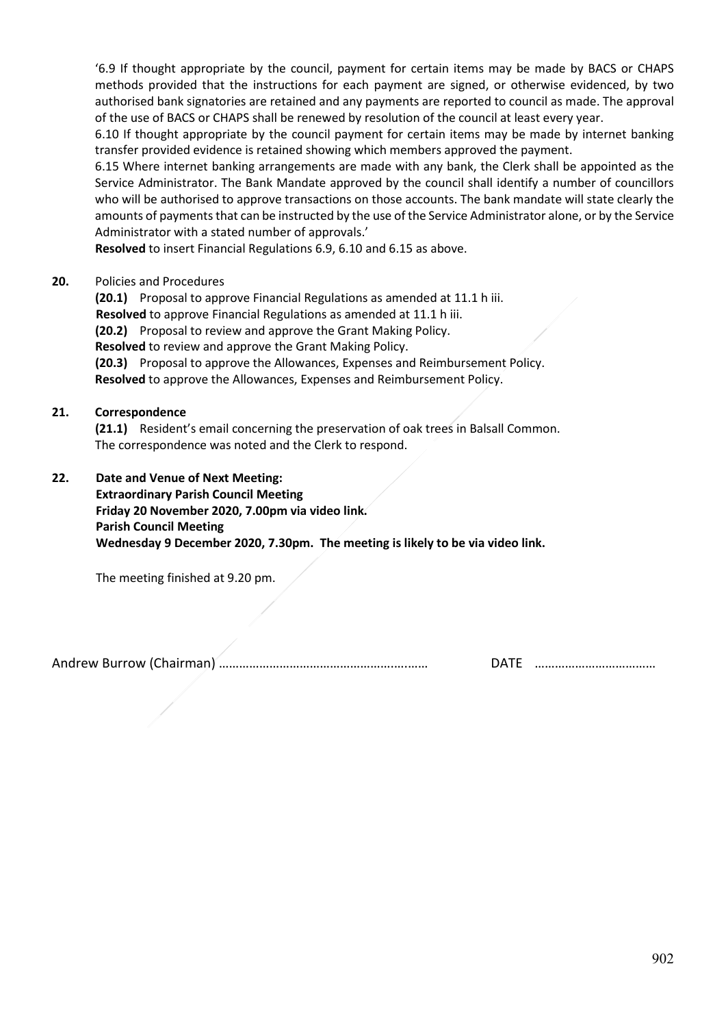'6.9 If thought appropriate by the council, payment for certain items may be made by BACS or CHAPS methods provided that the instructions for each payment are signed, or otherwise evidenced, by two authorised bank signatories are retained and any payments are reported to council as made. The approval of the use of BACS or CHAPS shall be renewed by resolution of the council at least every year.

6.10 If thought appropriate by the council payment for certain items may be made by internet banking transfer provided evidence is retained showing which members approved the payment.

6.15 Where internet banking arrangements are made with any bank, the Clerk shall be appointed as the Service Administrator. The Bank Mandate approved by the council shall identify a number of councillors who will be authorised to approve transactions on those accounts. The bank mandate will state clearly the amounts of payments that can be instructed by the use of the Service Administrator alone, or by the Service Administrator with a stated number of approvals.'

**Resolved** to insert Financial Regulations 6.9, 6.10 and 6.15 as above.

**20.** Policies and Procedures

**(20.1)** Proposal to approve Financial Regulations as amended at 11.1 h iii.
**Resolved** to approve Financial Regulations as amended at 11.1 h iii.

**(20.2)** Proposal to review and approve the Grant Making Policy.
**Resolved** to review and approve the Grant Making Policy.

**(20.3)** Proposal to approve the Allowances, Expenses and Reimbursement Policy.
**Resolved** to approve the Allowances, Expenses and Reimbursement Policy.

**21. Correspondence**

**(21.1)** Resident's email concerning the preservation of oak trees in Balsall Common.
The correspondence was noted and the Clerk to respond.

**22. Date and Venue of Next Meeting:**
**Extraordinary Parish Council Meeting**
**Friday 20 November 2020, 7.00pm via video link.**
**Parish Council Meeting**
**Wednesday 9 December 2020, 7.30pm. The meeting is likely to be via video link.**

The meeting finished at 9.20 pm.

Andrew Burrow (Chairman) …………………………………………………… DATE ………………………………